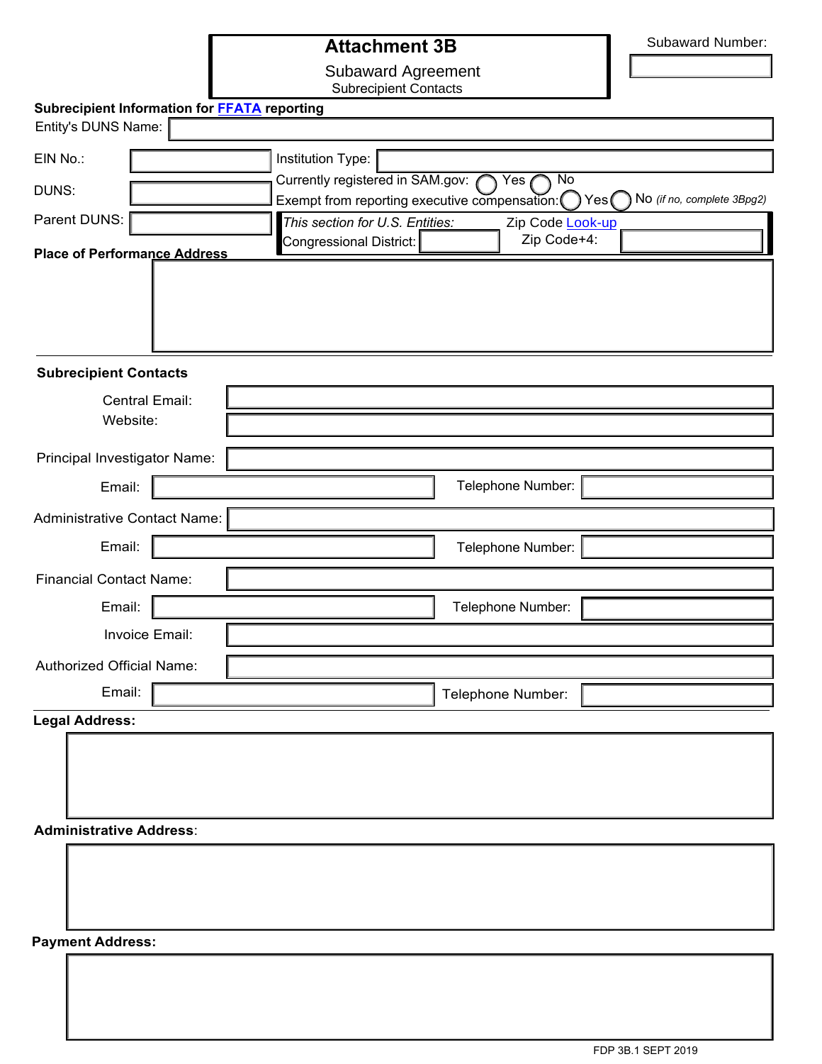# Attachment 3B

## Subaward Agreement

Subrecipient Contacts

Subaward Number:

**Subrecipient Information for FFATA reporting**

Entity's DUNS Name:

EIN No.:

Institution Type:

DUNS:

Currently registered in SAM.gov: ◯ Yes ◯ No

Exempt from reporting executive compensation: ◯ Yes ◯ No *(if no, complete 3Bpg2)*

Parent DUNS:

*This section for U.S. Entities:*

Zip Code Look-up

Congressional District:

Zip Code+4:

**Place of Performance Address**

---

**Subrecipient Contacts**

Central Email:

Website:

Principal Investigator Name:

Email:

Telephone Number:

Administrative Contact Name:

Email:

Telephone Number:

Financial Contact Name:

Email:

Telephone Number:

Invoice Email:

Authorized Official Name:

Email:

Telephone Number:

---

**Legal Address:**

**Administrative Address:**

**Payment Address:**

FDP 3B.1 SEPT 2019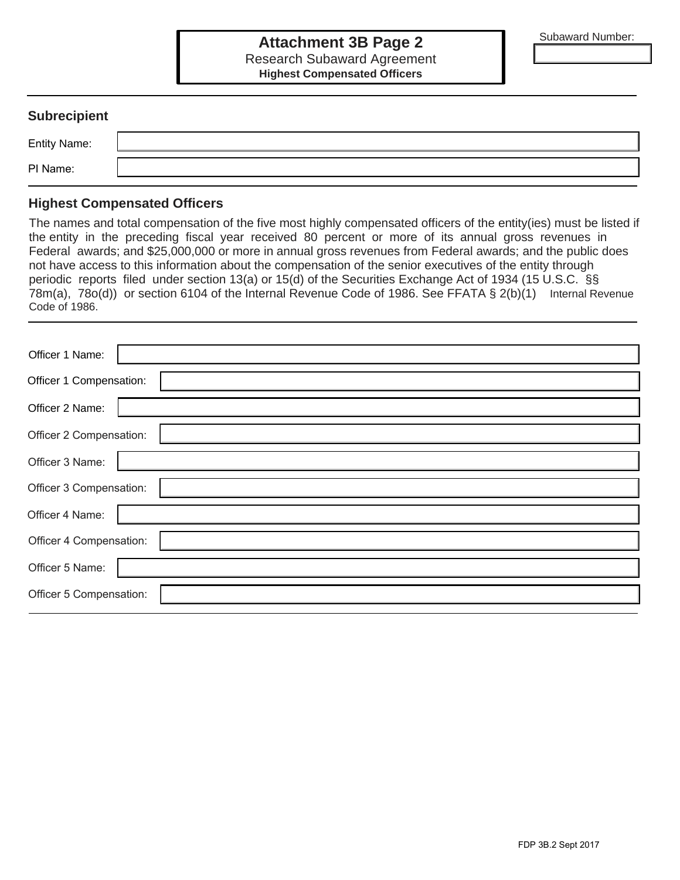# Attachment 3B Page 2

Research Subaward Agreement

**Highest Compensated Officers**

Subaward Number:

## Subrecipient

Entity Name:

PI Name:

## Highest Compensated Officers

The names and total compensation of the five most highly compensated officers of the entity(ies) must be listed if the entity in the preceding fiscal year received 80 percent or more of its annual gross revenues in Federal awards; and $25,000,000 or more in annual gross revenues from Federal awards; and the public does not have access to this information about the compensation of the senior executives of the entity through periodic reports filed under section 13(a) or 15(d) of the Securities Exchange Act of 1934 (15 U.S.C. §§ 78m(a), 78o(d)) or section 6104 of the Internal Revenue Code of 1986. See FFATA § 2(b)(1) Internal Revenue Code of 1986.

Officer 1 Name:

Officer 1 Compensation:

Officer 2 Name:

Officer 2 Compensation:

Officer 3 Name:

Officer 3 Compensation:

Officer 4 Name:

Officer 4 Compensation:

Officer 5 Name:

Officer 5 Compensation:

FDP 3B.2 Sept 2017